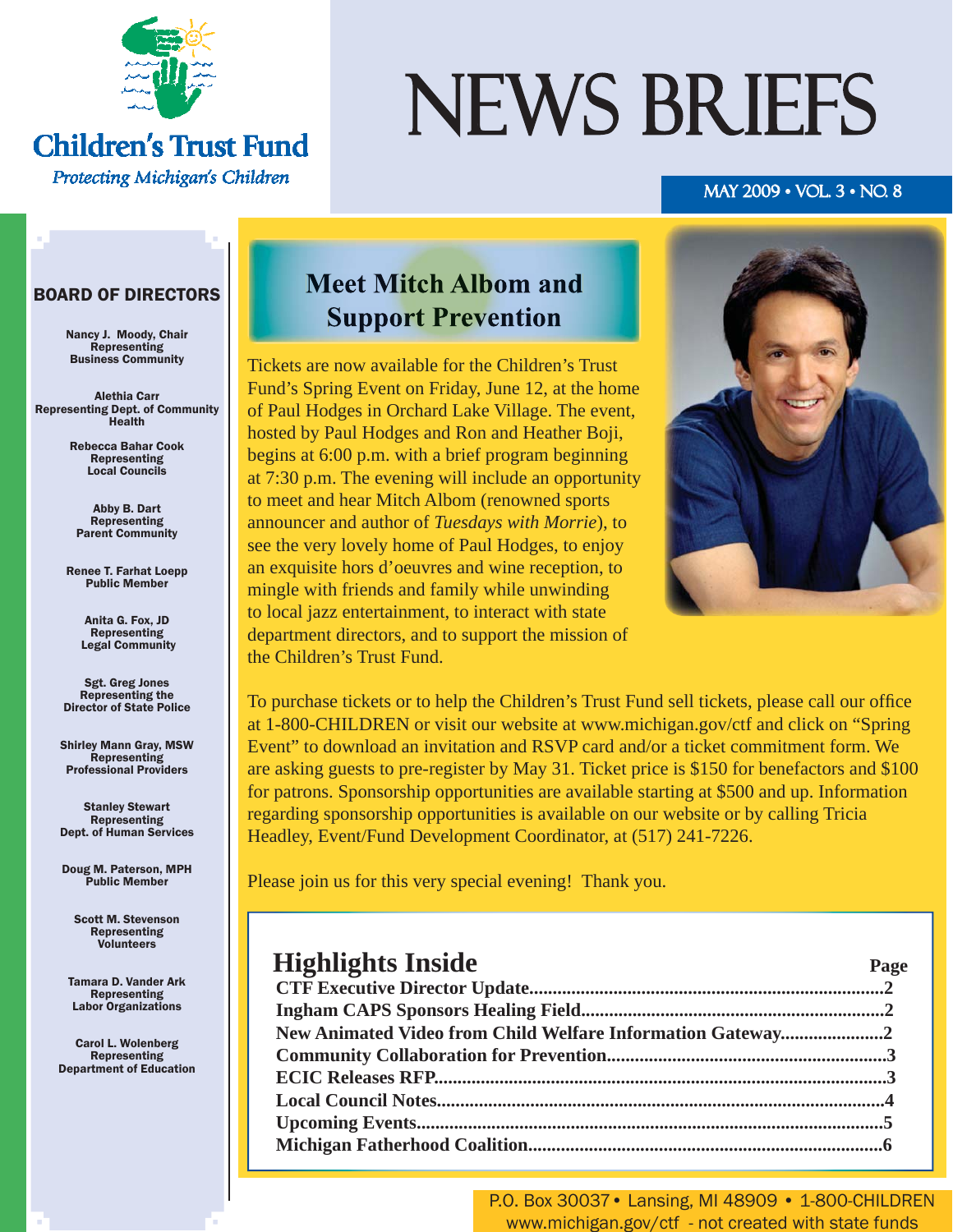Children's Trust Fund

*Protecting Michigan's Children*

# NEWS BRIEFS

MAY 2009 • VOL. 3 • NO. 8

## BOARD OF DIRECTORS

**Nancy J. Moody, Chair**
Representing
Business Community

**Alethia Carr**
Representing Dept. of Community Health

**Rebecca Bahar Cook**
Representing
Local Councils

**Abby B. Dart**
Representing
Parent Community

**Renee T. Farhat Loepp**
Public Member

**Anita G. Fox, JD**
Representing
Legal Community

**Sgt. Greg Jones**
Representing the
Director of State Police

**Shirley Mann Gray, MSW**
Representing
Professional Providers

**Stanley Stewart**
Representing
Dept. of Human Services

**Doug M. Paterson, MPH**
Public Member

**Scott M. Stevenson**
Representing
Volunteers

**Tamara D. Vander Ark**
Representing
Labor Organizations

**Carol L. Wolenberg**
Representing
Department of Education

## Meet Mitch Albom and Support Prevention

Tickets are now available for the Children's Trust Fund's Spring Event on Friday, June 12, at the home of Paul Hodges in Orchard Lake Village. The event, hosted by Paul Hodges and Ron and Heather Boji, begins at 6:00 p.m. with a brief program beginning at 7:30 p.m. The evening will include an opportunity to meet and hear Mitch Albom (renowned sports announcer and author of *Tuesdays with Morrie*), to see the very lovely home of Paul Hodges, to enjoy an exquisite hors d'oeuvres and wine reception, to mingle with friends and family while unwinding to local jazz entertainment, to interact with state department directors, and to support the mission of the Children's Trust Fund.

To purchase tickets or to help the Children's Trust Fund sell tickets, please call our office at 1-800-CHILDREN or visit our website at www.michigan.gov/ctf and click on "Spring Event" to download an invitation and RSVP card and/or a ticket commitment form. We are asking guests to pre-register by May 31. Ticket price is $150 for benefactors and $100 for patrons. Sponsorship opportunities are available starting at $500 and up. Information regarding sponsorship opportunities is available on our website or by calling Tricia Headley, Event/Fund Development Coordinator, at (517) 241-7226.

Please join us for this very special evening! Thank you.

## Highlights Inside

| | Page |
|---|---|
| **CTF Executive Director Update** | 2 |
| **Ingham CAPS Sponsors Healing Field** | 2 |
| **New Animated Video from Child Welfare Information Gateway** | 2 |
| **Community Collaboration for Prevention** | 3 |
| **ECIC Releases RFP** | 3 |
| **Local Council Notes** | 4 |
| **Upcoming Events** | 5 |
| **Michigan Fatherhood Coalition** | 6 |

P.O. Box 30037 • Lansing, MI 48909 • 1-800-CHILDREN
www.michigan.gov/ctf - not created with state funds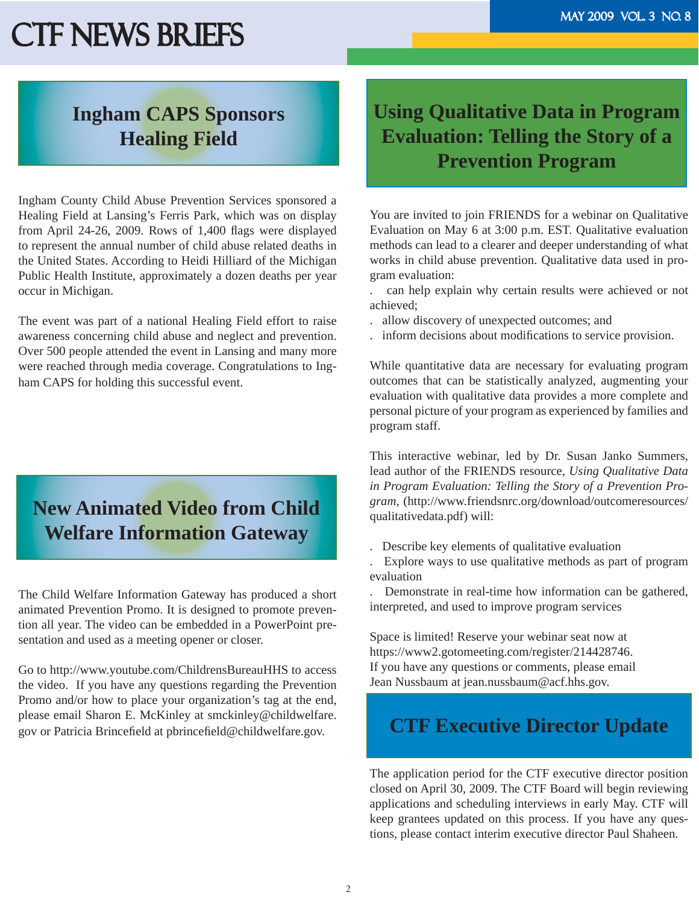## Ingham CAPS Sponsors Healing Field

Ingham County Child Abuse Prevention Services sponsored a Healing Field at Lansing's Ferris Park, which was on display from April 24-26, 2009. Rows of 1,400 flags were displayed to represent the annual number of child abuse related deaths in the United States. According to Heidi Hilliard of the Michigan Public Health Institute, approximately a dozen deaths per year occur in Michigan.

The event was part of a national Healing Field effort to raise awareness concerning child abuse and neglect and prevention. Over 500 people attended the event in Lansing and many more were reached through media coverage. Congratulations to Ingham CAPS for holding this successful event.

## New Animated Video from Child Welfare Information Gateway

The Child Welfare Information Gateway has produced a short animated Prevention Promo. It is designed to promote prevention all year. The video can be embedded in a PowerPoint presentation and used as a meeting opener or closer.

Go to http://www.youtube.com/ChildrensBureauHHS to access the video. If you have any questions regarding the Prevention Promo and/or how to place your organization's tag at the end, please email Sharon E. McKinley at smckinley@childwelfare.gov or Patricia Brincefield at pbrincefield@childwelfare.gov.

## Using Qualitative Data in Program Evaluation: Telling the Story of a Prevention Program

You are invited to join FRIENDS for a webinar on Qualitative Evaluation on May 6 at 3:00 p.m. EST. Qualitative evaluation methods can lead to a clearer and deeper understanding of what works in child abuse prevention. Qualitative data used in program evaluation:

- can help explain why certain results were achieved or not achieved;
- allow discovery of unexpected outcomes; and
- inform decisions about modifications to service provision.

While quantitative data are necessary for evaluating program outcomes that can be statistically analyzed, augmenting your evaluation with qualitative data provides a more complete and personal picture of your program as experienced by families and program staff.

This interactive webinar, led by Dr. Susan Janko Summers, lead author of the FRIENDS resource, *Using Qualitative Data in Program Evaluation: Telling the Story of a Prevention Program*, (http://www.friendsnrc.org/download/outcomeresources/qualitativedata.pdf) will:

- Describe key elements of qualitative evaluation
- Explore ways to use qualitative methods as part of program evaluation
- Demonstrate in real-time how information can be gathered, interpreted, and used to improve program services

Space is limited! Reserve your webinar seat now at https://www2.gotomeeting.com/register/214428746.
If you have any questions or comments, please email Jean Nussbaum at jean.nussbaum@acf.hhs.gov.

## CTF Executive Director Update

The application period for the CTF executive director position closed on April 30, 2009. The CTF Board will begin reviewing applications and scheduling interviews in early May. CTF will keep grantees updated on this process. If you have any questions, please contact interim executive director Paul Shaheen.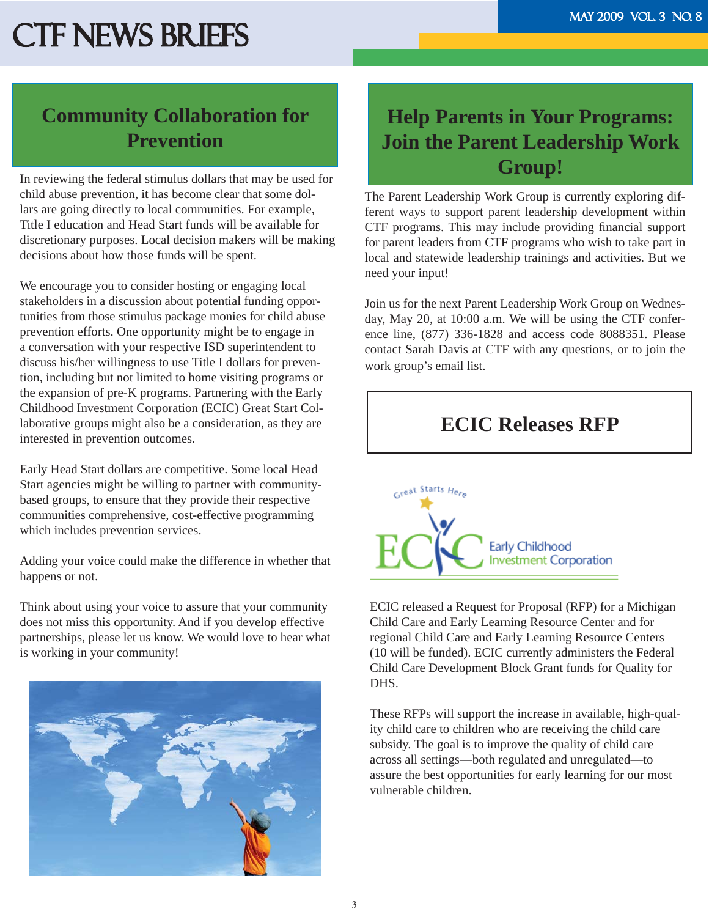## Community Collaboration for Prevention

In reviewing the federal stimulus dollars that may be used for child abuse prevention, it has become clear that some dollars are going directly to local communities. For example, Title I education and Head Start funds will be available for discretionary purposes. Local decision makers will be making decisions about how those funds will be spent.

We encourage you to consider hosting or engaging local stakeholders in a discussion about potential funding opportunities from those stimulus package monies for child abuse prevention efforts. One opportunity might be to engage in a conversation with your respective ISD superintendent to discuss his/her willingness to use Title I dollars for prevention, including but not limited to home visiting programs or the expansion of pre-K programs. Partnering with the Early Childhood Investment Corporation (ECIC) Great Start Collaborative groups might also be a consideration, as they are interested in prevention outcomes.

Early Head Start dollars are competitive. Some local Head Start agencies might be willing to partner with community-based groups, to ensure that they provide their respective communities comprehensive, cost-effective programming which includes prevention services.

Adding your voice could make the difference in whether that happens or not.

Think about using your voice to assure that your community does not miss this opportunity. And if you develop effective partnerships, please let us know. We would love to hear what is working in your community!

## Help Parents in Your Programs: Join the Parent Leadership Work Group!

The Parent Leadership Work Group is currently exploring different ways to support parent leadership development within CTF programs. This may include providing financial support for parent leaders from CTF programs who wish to take part in local and statewide leadership trainings and activities. But we need your input!

Join us for the next Parent Leadership Work Group on Wednesday, May 20, at 10:00 a.m. We will be using the CTF conference line, (877) 336-1828 and access code 8088351. Please contact Sarah Davis at CTF with any questions, or to join the work group's email list.

## ECIC Releases RFP

ECIC released a Request for Proposal (RFP) for a Michigan Child Care and Early Learning Resource Center and for regional Child Care and Early Learning Resource Centers (10 will be funded). ECIC currently administers the Federal Child Care Development Block Grant funds for Quality for DHS.

These RFPs will support the increase in available, high-quality child care to children who are receiving the child care subsidy. The goal is to improve the quality of child care across all settings—both regulated and unregulated—to assure the best opportunities for early learning for our most vulnerable children.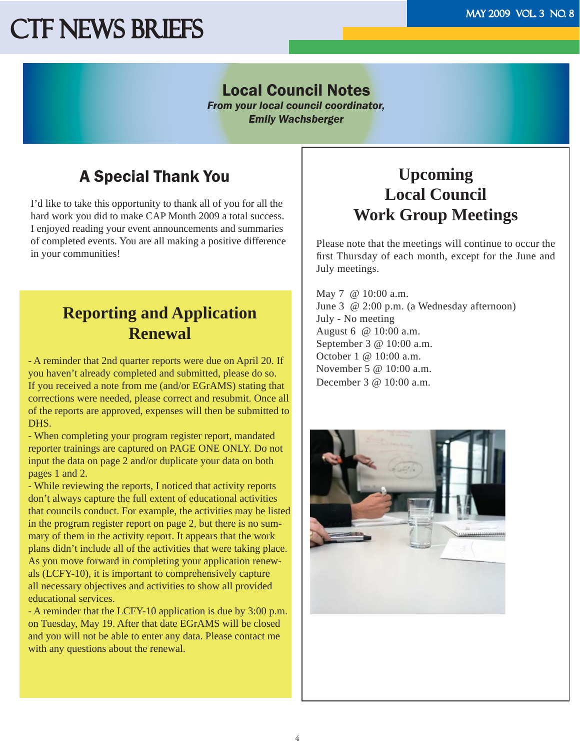# Local Council Notes

***From your local council coordinator, Emily Wachsberger***

## A Special Thank You

I'd like to take this opportunity to thank all of you for all the hard work you did to make CAP Month 2009 a total success. I enjoyed reading your event announcements and summaries of completed events. You are all making a positive difference in your communities!

## Reporting and Application Renewal

- A reminder that 2nd quarter reports were due on April 20. If you haven't already completed and submitted, please do so. If you received a note from me (and/or EGrAMS) stating that corrections were needed, please correct and resubmit. Once all of the reports are approved, expenses will then be submitted to DHS.
- When completing your program register report, mandated reporter trainings are captured on PAGE ONE ONLY. Do not input the data on page 2 and/or duplicate your data on both pages 1 and 2.
- While reviewing the reports, I noticed that activity reports don't always capture the full extent of educational activities that councils conduct. For example, the activities may be listed in the program register report on page 2, but there is no summary of them in the activity report. It appears that the work plans didn't include all of the activities that were taking place. As you move forward in completing your application renewals (LCFY-10), it is important to comprehensively capture all necessary objectives and activities to show all provided educational services.
- A reminder that the LCFY-10 application is due by 3:00 p.m. on Tuesday, May 19. After that date EGrAMS will be closed and you will not be able to enter any data. Please contact me with any questions about the renewal.

## Upcoming Local Council Work Group Meetings

Please note that the meetings will continue to occur the first Thursday of each month, except for the June and July meetings.

May 7 @ 10:00 a.m.
June 3 @ 2:00 p.m. (a Wednesday afternoon)
July - No meeting
August 6 @ 10:00 a.m.
September 3 @ 10:00 a.m.
October 1 @ 10:00 a.m.
November 5 @ 10:00 a.m.
December 3 @ 10:00 a.m.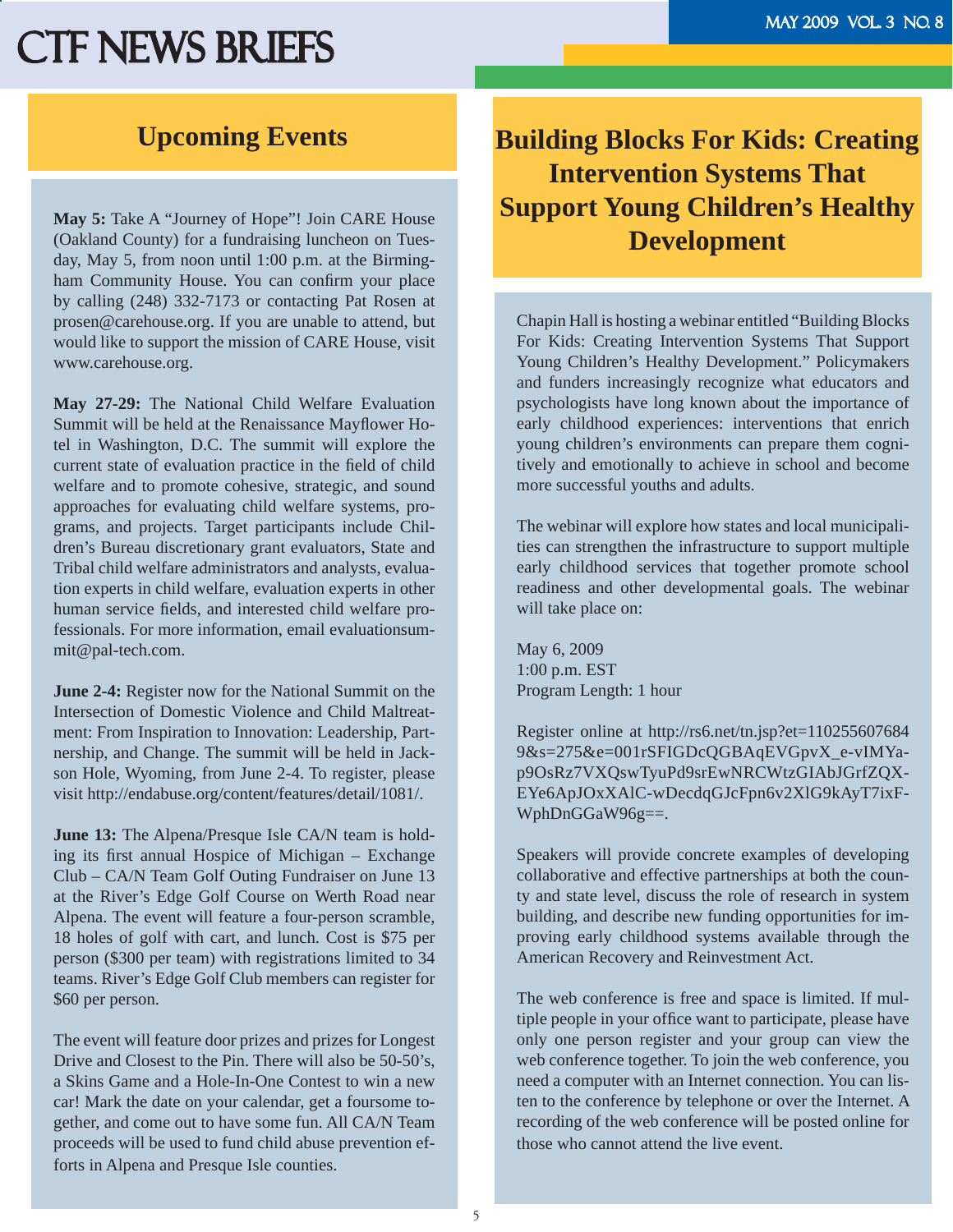## Upcoming Events

**May 5:** Take A "Journey of Hope"! Join CARE House (Oakland County) for a fundraising luncheon on Tuesday, May 5, from noon until 1:00 p.m. at the Birmingham Community House. You can confirm your place by calling (248) 332-7173 or contacting Pat Rosen at prosen@carehouse.org. If you are unable to attend, but would like to support the mission of CARE House, visit www.carehouse.org.

**May 27-29:** The National Child Welfare Evaluation Summit will be held at the Renaissance Mayflower Hotel in Washington, D.C. The summit will explore the current state of evaluation practice in the field of child welfare and to promote cohesive, strategic, and sound approaches for evaluating child welfare systems, programs, and projects. Target participants include Children's Bureau discretionary grant evaluators, State and Tribal child welfare administrators and analysts, evaluation experts in child welfare, evaluation experts in other human service fields, and interested child welfare professionals. For more information, email evaluationsummit@pal-tech.com.

**June 2-4:** Register now for the National Summit on the Intersection of Domestic Violence and Child Maltreatment: From Inspiration to Innovation: Leadership, Partnership, and Change. The summit will be held in Jackson Hole, Wyoming, from June 2-4. To register, please visit http://endabuse.org/content/features/detail/1081/.

**June 13:** The Alpena/Presque Isle CA/N team is holding its first annual Hospice of Michigan – Exchange Club – CA/N Team Golf Outing Fundraiser on June 13 at the River's Edge Golf Course on Werth Road near Alpena. The event will feature a four-person scramble, 18 holes of golf with cart, and lunch. Cost is $75 per person ($300 per team) with registrations limited to 34 teams. River's Edge Golf Club members can register for $60 per person.

The event will feature door prizes and prizes for Longest Drive and Closest to the Pin. There will also be 50-50's, a Skins Game and a Hole-In-One Contest to win a new car! Mark the date on your calendar, get a foursome together, and come out to have some fun. All CA/N Team proceeds will be used to fund child abuse prevention efforts in Alpena and Presque Isle counties.

## Building Blocks For Kids: Creating Intervention Systems That Support Young Children's Healthy Development

Chapin Hall is hosting a webinar entitled "Building Blocks For Kids: Creating Intervention Systems That Support Young Children's Healthy Development." Policymakers and funders increasingly recognize what educators and psychologists have long known about the importance of early childhood experiences: interventions that enrich young children's environments can prepare them cognitively and emotionally to achieve in school and become more successful youths and adults.

The webinar will explore how states and local municipalities can strengthen the infrastructure to support multiple early childhood services that together promote school readiness and other developmental goals. The webinar will take place on:

May 6, 2009
1:00 p.m. EST
Program Length: 1 hour

Register online at http://rs6.net/tn.jsp?et=1102556076849&s=275&e=001rSFIGDcQGBAqEVGpvX_e-vIMYap9OsRz7VXQswTyuPd9srEwNRCWtzGIAbJGrfZQX-EYe6ApJOxXAlC-wDecdqGJcFpn6v2XlG9kAyT7ixF-WphDnGGaW96g==.

Speakers will provide concrete examples of developing collaborative and effective partnerships at both the county and state level, discuss the role of research in system building, and describe new funding opportunities for improving early childhood systems available through the American Recovery and Reinvestment Act.

The web conference is free and space is limited. If multiple people in your office want to participate, please have only one person register and your group can view the web conference together. To join the web conference, you need a computer with an Internet connection. You can listen to the conference by telephone or over the Internet. A recording of the web conference will be posted online for those who cannot attend the live event.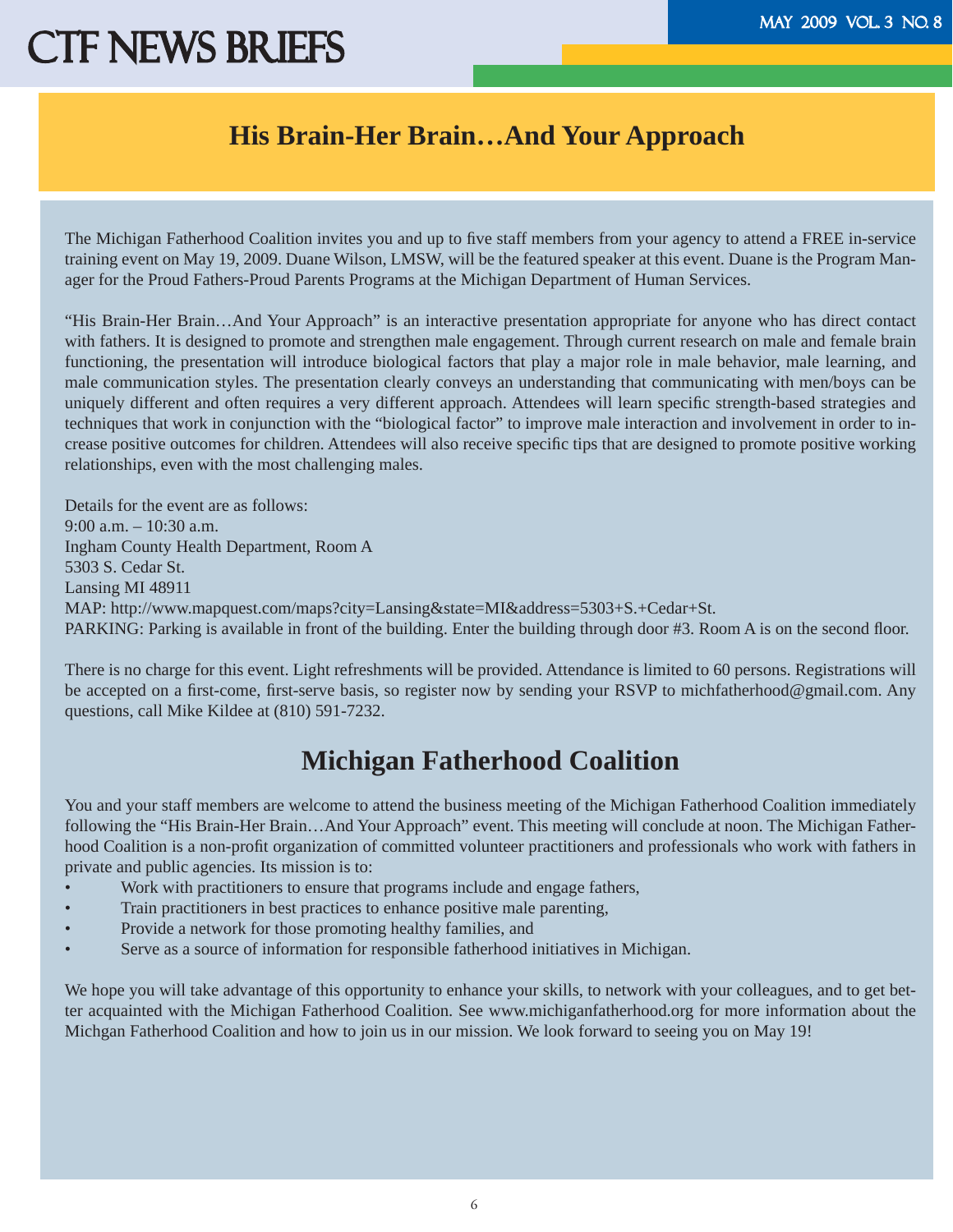## His Brain-Her Brain…And Your Approach

The Michigan Fatherhood Coalition invites you and up to five staff members from your agency to attend a FREE in-service training event on May 19, 2009. Duane Wilson, LMSW, will be the featured speaker at this event. Duane is the Program Manager for the Proud Fathers-Proud Parents Programs at the Michigan Department of Human Services.

"His Brain-Her Brain…And Your Approach" is an interactive presentation appropriate for anyone who has direct contact with fathers. It is designed to promote and strengthen male engagement. Through current research on male and female brain functioning, the presentation will introduce biological factors that play a major role in male behavior, male learning, and male communication styles. The presentation clearly conveys an understanding that communicating with men/boys can be uniquely different and often requires a very different approach. Attendees will learn specific strength-based strategies and techniques that work in conjunction with the "biological factor" to improve male interaction and involvement in order to increase positive outcomes for children. Attendees will also receive specific tips that are designed to promote positive working relationships, even with the most challenging males.

Details for the event are as follows:
9:00 a.m. – 10:30 a.m.
Ingham County Health Department, Room A
5303 S. Cedar St.
Lansing MI 48911
MAP: http://www.mapquest.com/maps?city=Lansing&state=MI&address=5303+S.+Cedar+St.
PARKING: Parking is available in front of the building. Enter the building through door #3. Room A is on the second floor.

There is no charge for this event. Light refreshments will be provided. Attendance is limited to 60 persons. Registrations will be accepted on a first-come, first-serve basis, so register now by sending your RSVP to michfatherhood@gmail.com. Any questions, call Mike Kildee at (810) 591-7232.

## Michigan Fatherhood Coalition

You and your staff members are welcome to attend the business meeting of the Michigan Fatherhood Coalition immediately following the "His Brain-Her Brain…And Your Approach" event. This meeting will conclude at noon. The Michigan Fatherhood Coalition is a non-profit organization of committed volunteer practitioners and professionals who work with fathers in private and public agencies. Its mission is to:

- Work with practitioners to ensure that programs include and engage fathers,
- Train practitioners in best practices to enhance positive male parenting,
- Provide a network for those promoting healthy families, and
- Serve as a source of information for responsible fatherhood initiatives in Michigan.

We hope you will take advantage of this opportunity to enhance your skills, to network with your colleagues, and to get better acquainted with the Michigan Fatherhood Coalition. See www.michiganfatherhood.org for more information about the Michgan Fatherhood Coalition and how to join us in our mission. We look forward to seeing you on May 19!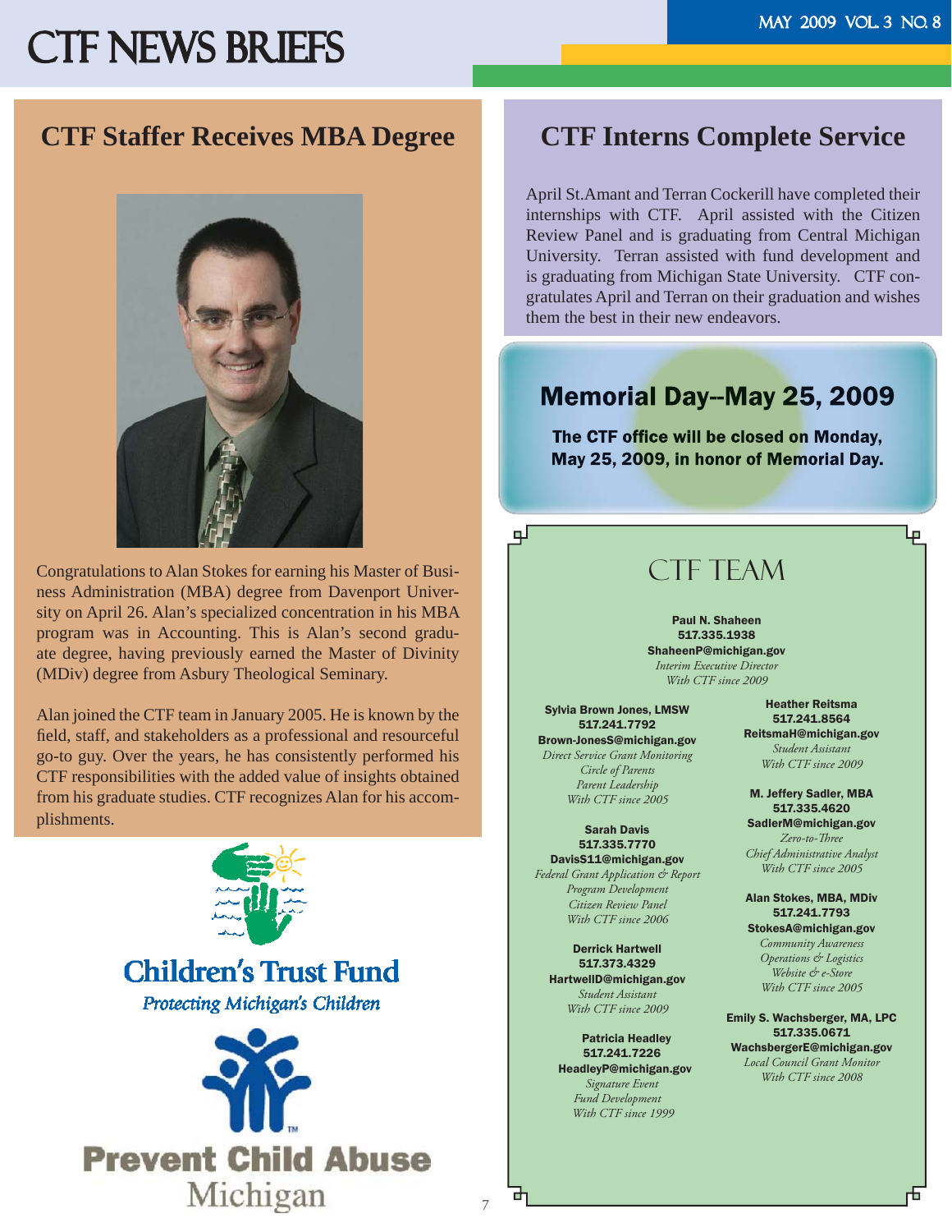# CTF NEWS BRIEFS

## CTF Staffer Receives MBA Degree

Congratulations to Alan Stokes for earning his Master of Business Administration (MBA) degree from Davenport University on April 26. Alan's specialized concentration in his MBA program was in Accounting. This is Alan's second graduate degree, having previously earned the Master of Divinity (MDiv) degree from Asbury Theological Seminary.

Alan joined the CTF team in January 2005. He is known by the field, staff, and stakeholders as a professional and resourceful go-to guy. Over the years, he has consistently performed his CTF responsibilities with the added value of insights obtained from his graduate studies. CTF recognizes Alan for his accomplishments.

Children's Trust Fund

*Protecting Michigan's Children*

Prevent Child Abuse Michigan

## CTF Interns Complete Service

April St.Amant and Terran Cockerill have completed their internships with CTF. April assisted with the Citizen Review Panel and is graduating from Central Michigan University. Terran assisted with fund development and is graduating from Michigan State University. CTF congratulates April and Terran on their graduation and wishes them the best in their new endeavors.

## Memorial Day--May 25, 2009

**The CTF office will be closed on Monday, May 25, 2009, in honor of Memorial Day.**

## CTF TEAM

**Paul N. Shaheen**
**517.335.1938**
**ShaheenP@michigan.gov**
*Interim Executive Director*
*With CTF since 2009*

**Sylvia Brown Jones, LMSW**
**517.241.7792**
**Brown-JonesS@michigan.gov**
*Direct Service Grant Monitoring*
*Circle of Parents*
*Parent Leadership*
*With CTF since 2005*

**Sarah Davis**
**517.335.7770**
**DavisS11@michigan.gov**
*Federal Grant Application & Report*
*Program Development*
*Citizen Review Panel*
*With CTF since 2006*

**Derrick Hartwell**
**517.373.4329**
**HartwellD@michigan.gov**
*Student Assistant*
*With CTF since 2009*

**Patricia Headley**
**517.241.7226**
**HeadleyP@michigan.gov**
*Signature Event*
*Fund Development*
*With CTF since 1999*

**Heather Reitsma**
**517.241.8564**
**ReitsmaH@michigan.gov**
*Student Assistant*
*With CTF since 2009*

**M. Jeffery Sadler, MBA**
**517.335.4620**
**SadlerM@michigan.gov**
*Zero-to-Three*
*Chief Administrative Analyst*
*With CTF since 2005*

**Alan Stokes, MBA, MDiv**
**517.241.7793**
**StokesA@michigan.gov**
*Community Awareness*
*Operations & Logistics*
*Website & e-Store*
*With CTF since 2005*

**Emily S. Wachsberger, MA, LPC**
**517.335.0671**
**WachsbergerE@michigan.gov**
*Local Council Grant Monitor*
*With CTF since 2008*